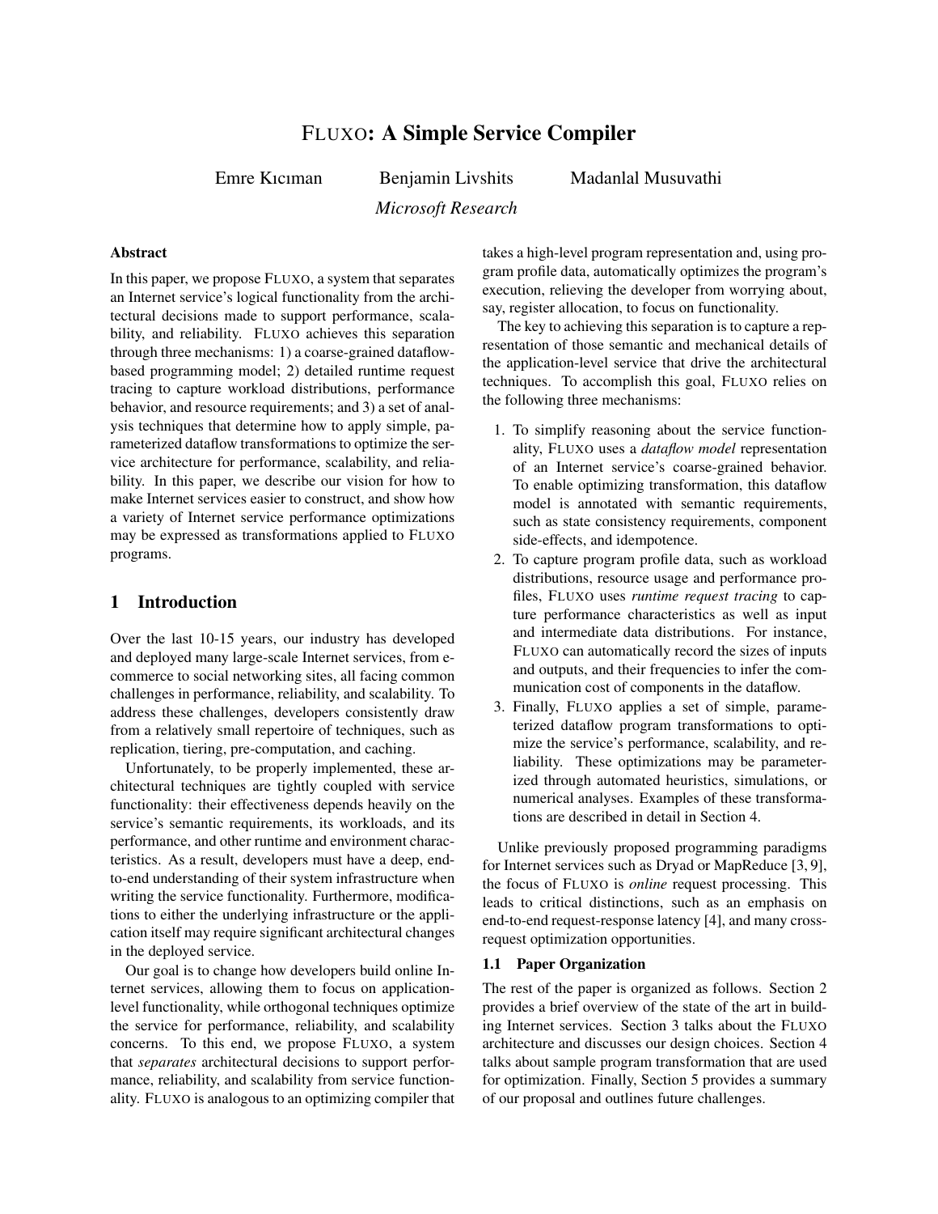# FLUXO: A Simple Service Compiler

Emre Kıcıman  Benjamin Livshits  Madanlal Musuvathi

*Microsoft Research*

## Abstract

In this paper, we propose FLUXO, a system that separates an Internet service's logical functionality from the architectural decisions made to support performance, scalability, and reliability. FLUXO achieves this separation through three mechanisms: 1) a coarse-grained dataflow-based programming model; 2) detailed runtime request tracing to capture workload distributions, performance behavior, and resource requirements; and 3) a set of analysis techniques that determine how to apply simple, parameterized dataflow transformations to optimize the service architecture for performance, scalability, and reliability. In this paper, we describe our vision for how to make Internet services easier to construct, and show how a variety of Internet service performance optimizations may be expressed as transformations applied to FLUXO programs.

## 1 Introduction

Over the last 10-15 years, our industry has developed and deployed many large-scale Internet services, from e-commerce to social networking sites, all facing common challenges in performance, reliability, and scalability. To address these challenges, developers consistently draw from a relatively small repertoire of techniques, such as replication, tiering, pre-computation, and caching.

Unfortunately, to be properly implemented, these architectural techniques are tightly coupled with service functionality: their effectiveness depends heavily on the service's semantic requirements, its workloads, and its performance, and other runtime and environment characteristics. As a result, developers must have a deep, end-to-end understanding of their system infrastructure when writing the service functionality. Furthermore, modifications to either the underlying infrastructure or the application itself may require significant architectural changes in the deployed service.

Our goal is to change how developers build online Internet services, allowing them to focus on application-level functionality, while orthogonal techniques optimize the service for performance, reliability, and scalability concerns. To this end, we propose FLUXO, a system that *separates* architectural decisions to support performance, reliability, and scalability from service functionality. FLUXO is analogous to an optimizing compiler that takes a high-level program representation and, using program profile data, automatically optimizes the program's execution, relieving the developer from worrying about, say, register allocation, to focus on functionality.

The key to achieving this separation is to capture a representation of those semantic and mechanical details of the application-level service that drive the architectural techniques. To accomplish this goal, FLUXO relies on the following three mechanisms:

1. To simplify reasoning about the service functionality, FLUXO uses a *dataflow model* representation of an Internet service's coarse-grained behavior. To enable optimizing transformation, this dataflow model is annotated with semantic requirements, such as state consistency requirements, component side-effects, and idempotence.
2. To capture program profile data, such as workload distributions, resource usage and performance profiles, FLUXO uses *runtime request tracing* to capture performance characteristics as well as input and intermediate data distributions. For instance, FLUXO can automatically record the sizes of inputs and outputs, and their frequencies to infer the communication cost of components in the dataflow.
3. Finally, FLUXO applies a set of simple, parameterized dataflow program transformations to optimize the service's performance, scalability, and reliability. These optimizations may be parameterized through automated heuristics, simulations, or numerical analyses. Examples of these transformations are described in detail in Section 4.

Unlike previously proposed programming paradigms for Internet services such as Dryad or MapReduce [3, 9], the focus of FLUXO is *online* request processing. This leads to critical distinctions, such as an emphasis on end-to-end request-response latency [4], and many cross-request optimization opportunities.

### 1.1 Paper Organization

The rest of the paper is organized as follows. Section 2 provides a brief overview of the state of the art in building Internet services. Section 3 talks about the FLUXO architecture and discusses our design choices. Section 4 talks about sample program transformation that are used for optimization. Finally, Section 5 provides a summary of our proposal and outlines future challenges.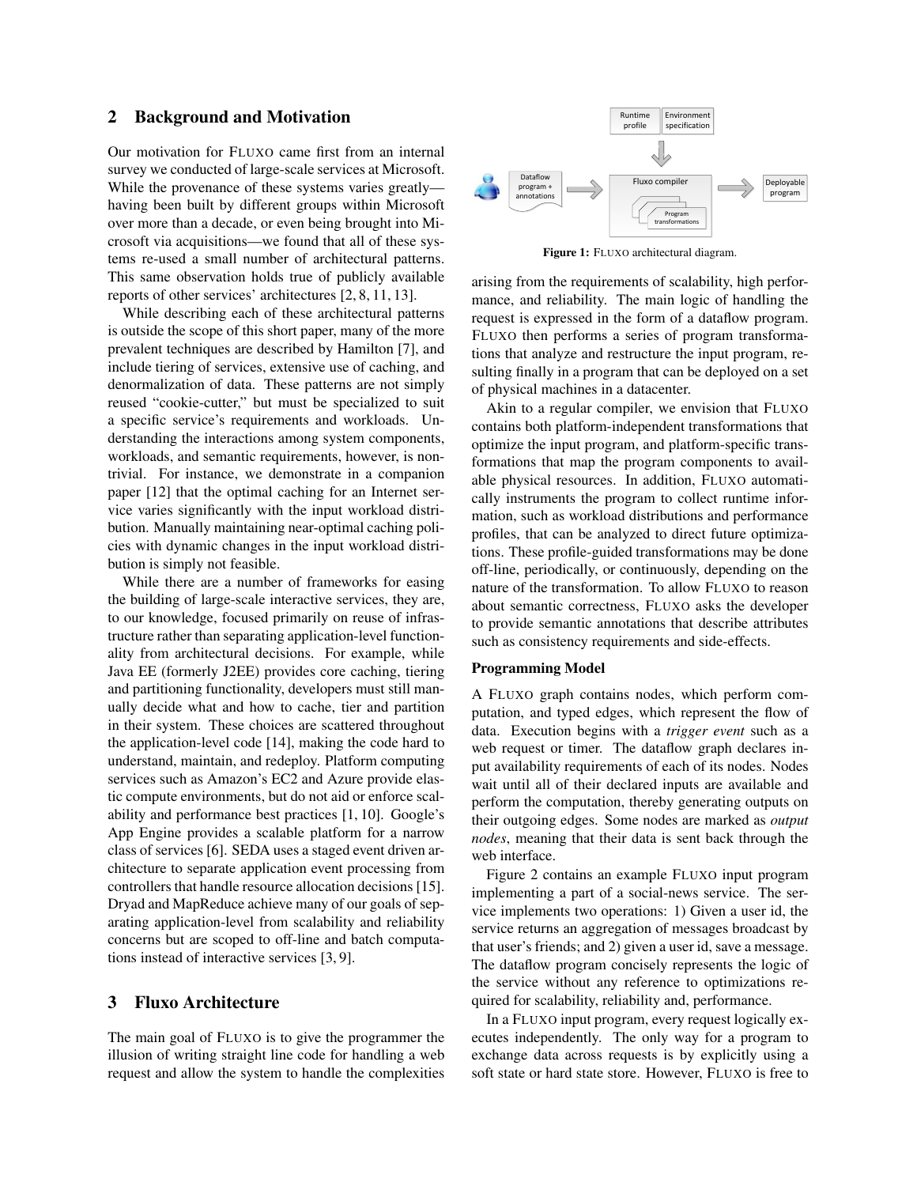## 2 Background and Motivation

Our motivation for FLUXO came first from an internal survey we conducted of large-scale services at Microsoft. While the provenance of these systems varies greatly—having been built by different groups within Microsoft over more than a decade, or even being brought into Microsoft via acquisitions—we found that all of these systems re-used a small number of architectural patterns. This same observation holds true of publicly available reports of other services' architectures [2, 8, 11, 13].

While describing each of these architectural patterns is outside the scope of this short paper, many of the more prevalent techniques are described by Hamilton [7], and include tiering of services, extensive use of caching, and denormalization of data. These patterns are not simply reused "cookie-cutter," but must be specialized to suit a specific service's requirements and workloads. Understanding the interactions among system components, workloads, and semantic requirements, however, is non-trivial. For instance, we demonstrate in a companion paper [12] that the optimal caching for an Internet service varies significantly with the input workload distribution. Manually maintaining near-optimal caching policies with dynamic changes in the input workload distribution is simply not feasible.

While there are a number of frameworks for easing the building of large-scale interactive services, they are, to our knowledge, focused primarily on reuse of infrastructure rather than separating application-level functionality from architectural decisions. For example, while Java EE (formerly J2EE) provides core caching, tiering and partitioning functionality, developers must still manually decide what and how to cache, tier and partition in their system. These choices are scattered throughout the application-level code [14], making the code hard to understand, maintain, and redeploy. Platform computing services such as Amazon's EC2 and Azure provide elastic compute environments, but do not aid or enforce scalability and performance best practices [1, 10]. Google's App Engine provides a scalable platform for a narrow class of services [6]. SEDA uses a staged event driven architecture to separate application event processing from controllers that handle resource allocation decisions [15]. Dryad and MapReduce achieve many of our goals of separating application-level from scalability and reliability concerns but are scoped to off-line and batch computations instead of interactive services [3, 9].

## 3 Fluxo Architecture

The main goal of FLUXO is to give the programmer the illusion of writing straight line code for handling a web request and allow the system to handle the complexities arising from the requirements of scalability, high performance, and reliability. The main logic of handling the request is expressed in the form of a dataflow program. FLUXO then performs a series of program transformations that analyze and restructure the input program, resulting finally in a program that can be deployed on a set of physical machines in a datacenter.

Figure 1: FLUXO architectural diagram.

Akin to a regular compiler, we envision that FLUXO contains both platform-independent transformations that optimize the input program, and platform-specific transformations that map the program components to available physical resources. In addition, FLUXO automatically instruments the program to collect runtime information, such as workload distributions and performance profiles, that can be analyzed to direct future optimizations. These profile-guided transformations may be done off-line, periodically, or continuously, depending on the nature of the transformation. To allow FLUXO to reason about semantic correctness, FLUXO asks the developer to provide semantic annotations that describe attributes such as consistency requirements and side-effects.

**Programming Model**

A FLUXO graph contains nodes, which perform computation, and typed edges, which represent the flow of data. Execution begins with a *trigger event* such as a web request or timer. The dataflow graph declares input availability requirements of each of its nodes. Nodes wait until all of their declared inputs are available and perform the computation, thereby generating outputs on their outgoing edges. Some nodes are marked as *output nodes*, meaning that their data is sent back through the web interface.

Figure 2 contains an example FLUXO input program implementing a part of a social-news service. The service implements two operations: 1) Given a user id, the service returns an aggregation of messages broadcast by that user's friends; and 2) given a user id, save a message. The dataflow program concisely represents the logic of the service without any reference to optimizations required for scalability, reliability and, performance.

In a FLUXO input program, every request logically executes independently. The only way for a program to exchange data across requests is by explicitly using a soft state or hard state store. However, FLUXO is free to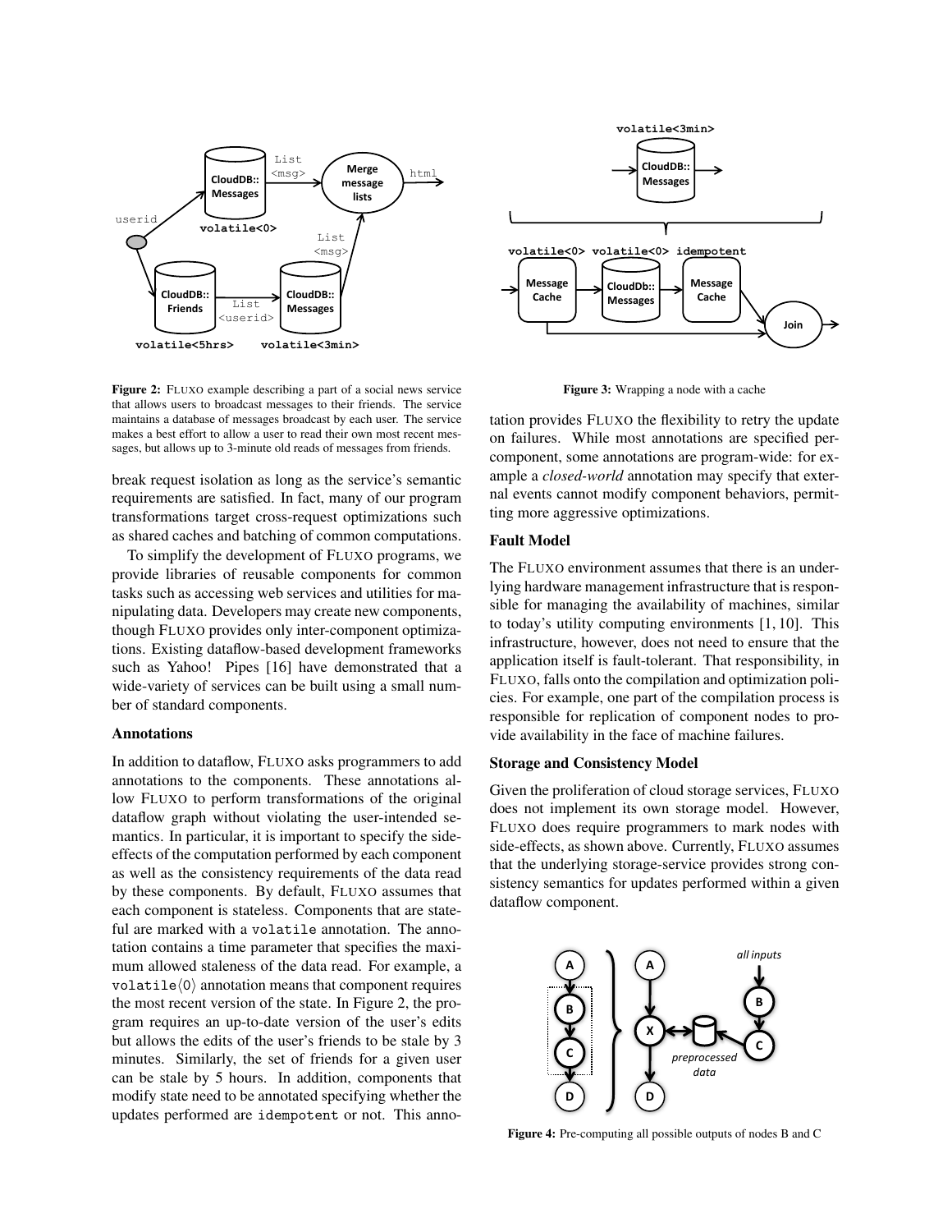Figure 2: FLUXO example describing a part of a social news service that allows users to broadcast messages to their friends. The service maintains a database of messages broadcast by each user. The service makes a best effort to allow a user to read their own most recent messages, but allows up to 3-minute old reads of messages from friends.

Figure 3: Wrapping a node with a cache

break request isolation as long as the service's semantic requirements are satisfied. In fact, many of our program transformations target cross-request optimizations such as shared caches and batching of common computations.

To simplify the development of FLUXO programs, we provide libraries of reusable components for common tasks such as accessing web services and utilities for manipulating data. Developers may create new components, though FLUXO provides only inter-component optimizations. Existing dataflow-based development frameworks such as Yahoo! Pipes [16] have demonstrated that a wide-variety of services can be built using a small number of standard components.

### Annotations

In addition to dataflow, FLUXO asks programmers to add annotations to the components. These annotations allow FLUXO to perform transformations of the original dataflow graph without violating the user-intended semantics. In particular, it is important to specify the side-effects of the computation performed by each component as well as the consistency requirements of the data read by these components. By default, FLUXO assumes that each component is stateless. Components that are stateful are marked with a `volatile` annotation. The annotation contains a time parameter that specifies the maximum allowed staleness of the data read. For example, a `volatile⟨0⟩` annotation means that component requires the most recent version of the state. In Figure 2, the program requires an up-to-date version of the user's edits but allows the edits of the user's friends to be stale by 3 minutes. Similarly, the set of friends for a given user can be stale by 5 hours. In addition, components that modify state need to be annotated specifying whether the updates performed are `idempotent` or not. This annotation provides FLUXO the flexibility to retry the update on failures. While most annotations are specified per-component, some annotations are program-wide: for example a *closed-world* annotation may specify that external events cannot modify component behaviors, permitting more aggressive optimizations.

### Fault Model

The FLUXO environment assumes that there is an underlying hardware management infrastructure that is responsible for managing the availability of machines, similar to today's utility computing environments [1, 10]. This infrastructure, however, does not need to ensure that the application itself is fault-tolerant. That responsibility, in FLUXO, falls onto the compilation and optimization policies. For example, one part of the compilation process is responsible for replication of component nodes to provide availability in the face of machine failures.

### Storage and Consistency Model

Given the proliferation of cloud storage services, FLUXO does not implement its own storage model. However, FLUXO does require programmers to mark nodes with side-effects, as shown above. Currently, FLUXO assumes that the underlying storage-service provides strong consistency semantics for updates performed within a given dataflow component.

Figure 4: Pre-computing all possible outputs of nodes B and C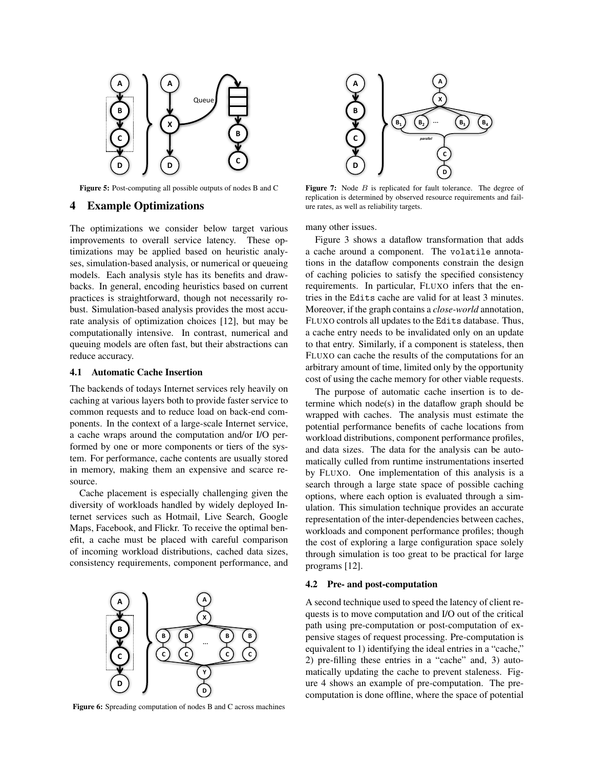Figure 5: Post-computing all possible outputs of nodes B and C

Figure 6: Spreading computation of nodes B and C across machines

Figure 7: Node $B$ is replicated for fault tolerance. The degree of replication is determined by observed resource requirements and failure rates, as well as reliability targets.

## 4 Example Optimizations

The optimizations we consider below target various improvements to overall service latency. These optimizations may be applied based on heuristic analyses, simulation-based analysis, or numerical or queueing models. Each analysis style has its benefits and drawbacks. In general, encoding heuristics based on current practices is straightforward, though not necessarily robust. Simulation-based analysis provides the most accurate analysis of optimization choices [12], but may be computationally intensive. In contrast, numerical and queuing models are often fast, but their abstractions can reduce accuracy.

### 4.1 Automatic Cache Insertion

The backends of todays Internet services rely heavily on caching at various layers both to provide faster service to common requests and to reduce load on back-end components. In the context of a large-scale Internet service, a cache wraps around the computation and/or I/O performed by one or more components or tiers of the system. For performance, cache contents are usually stored in memory, making them an expensive and scarce resource.

Cache placement is especially challenging given the diversity of workloads handled by widely deployed Internet services such as Hotmail, Live Search, Google Maps, Facebook, and Flickr. To receive the optimal benefit, a cache must be placed with careful comparison of incoming workload distributions, cached data sizes, consistency requirements, component performance, and many other issues.

Figure 3 shows a dataflow transformation that adds a cache around a component. The `volatile` annotations in the dataflow components constrain the design of caching policies to satisfy the specified consistency requirements. In particular, FLUXO infers that the entries in the `Edits` cache are valid for at least 3 minutes. Moreover, if the graph contains a *close-world* annotation, FLUXO controls all updates to the `Edits` database. Thus, a cache entry needs to be invalidated only on an update to that entry. Similarly, if a component is stateless, then FLUXO can cache the results of the computations for an arbitrary amount of time, limited only by the opportunity cost of using the cache memory for other viable requests.

The purpose of automatic cache insertion is to determine which node(s) in the dataflow graph should be wrapped with caches. The analysis must estimate the potential performance benefits of cache locations from workload distributions, component performance profiles, and data sizes. The data for the analysis can be automatically culled from runtime instrumentations inserted by FLUXO. One implementation of this analysis is a search through a large state space of possible caching options, where each option is evaluated through a simulation. This simulation technique provides an accurate representation of the inter-dependencies between caches, workloads and component performance profiles; though the cost of exploring a large configuration space solely through simulation is too great to be practical for large programs [12].

### 4.2 Pre- and post-computation

A second technique used to speed the latency of client requests is to move computation and I/O out of the critical path using pre-computation or post-computation of expensive stages of request processing. Pre-computation is equivalent to 1) identifying the ideal entries in a "cache," 2) pre-filling these entries in a "cache" and, 3) automatically updating the cache to prevent staleness. Figure 4 shows an example of pre-computation. The pre-computation is done offline, where the space of potential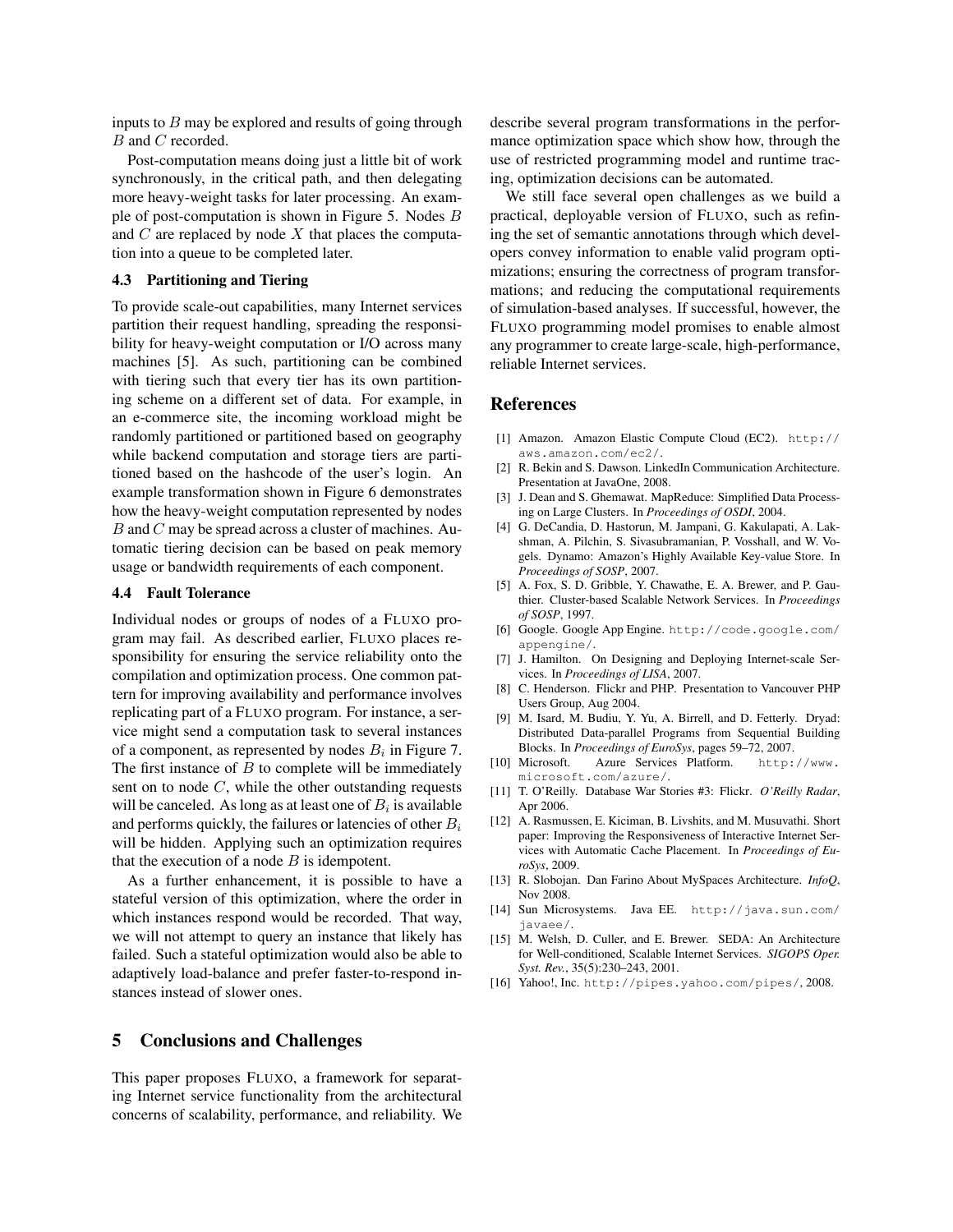inputs to $B$ may be explored and results of going through $B$ and $C$ recorded.

Post-computation means doing just a little bit of work synchronously, in the critical path, and then delegating more heavy-weight tasks for later processing. An example of post-computation is shown in Figure 5. Nodes $B$ and $C$ are replaced by node $X$ that places the computation into a queue to be completed later.

### 4.3 Partitioning and Tiering

To provide scale-out capabilities, many Internet services partition their request handling, spreading the responsibility for heavy-weight computation or I/O across many machines [5]. As such, partitioning can be combined with tiering such that every tier has its own partitioning scheme on a different set of data. For example, in an e-commerce site, the incoming workload might be randomly partitioned or partitioned based on geography while backend computation and storage tiers are partitioned based on the hashcode of the user's login. An example transformation shown in Figure 6 demonstrates how the heavy-weight computation represented by nodes $B$ and $C$ may be spread across a cluster of machines. Automatic tiering decision can be based on peak memory usage or bandwidth requirements of each component.

### 4.4 Fault Tolerance

Individual nodes or groups of nodes of a FLUXO program may fail. As described earlier, FLUXO places responsibility for ensuring the service reliability onto the compilation and optimization process. One common pattern for improving availability and performance involves replicating part of a FLUXO program. For instance, a service might send a computation task to several instances of a component, as represented by nodes $B_i$ in Figure 7. The first instance of $B$ to complete will be immediately sent on to node $C$, while the other outstanding requests will be canceled. As long as at least one of $B_i$ is available and performs quickly, the failures or latencies of other $B_i$ will be hidden. Applying such an optimization requires that the execution of a node $B$ is idempotent.

As a further enhancement, it is possible to have a stateful version of this optimization, where the order in which instances respond would be recorded. That way, we will not attempt to query an instance that likely has failed. Such a stateful optimization would also be able to adaptively load-balance and prefer faster-to-respond instances instead of slower ones.

## 5 Conclusions and Challenges

This paper proposes FLUXO, a framework for separating Internet service functionality from the architectural concerns of scalability, performance, and reliability. We describe several program transformations in the performance optimization space which show how, through the use of restricted programming model and runtime tracing, optimization decisions can be automated.

We still face several open challenges as we build a practical, deployable version of FLUXO, such as refining the set of semantic annotations through which developers convey information to enable valid program optimizations; ensuring the correctness of program transformations; and reducing the computational requirements of simulation-based analyses. If successful, however, the FLUXO programming model promises to enable almost any programmer to create large-scale, high-performance, reliable Internet services.

## References

[1] Amazon. Amazon Elastic Compute Cloud (EC2). http://aws.amazon.com/ec2/.

[2] R. Bekin and S. Dawson. LinkedIn Communication Architecture. Presentation at JavaOne, 2008.

[3] J. Dean and S. Ghemawat. MapReduce: Simplified Data Processing on Large Clusters. In *Proceedings of OSDI*, 2004.

[4] G. DeCandia, D. Hastorun, M. Jampani, G. Kakulapati, A. Lakshman, A. Pilchin, S. Sivasubramanian, P. Vosshall, and W. Vogels. Dynamo: Amazon's Highly Available Key-value Store. In *Proceedings of SOSP*, 2007.

[5] A. Fox, S. D. Gribble, Y. Chawathe, E. A. Brewer, and P. Gauthier. Cluster-based Scalable Network Services. In *Proceedings of SOSP*, 1997.

[6] Google. Google App Engine. http://code.google.com/appengine/.

[7] J. Hamilton. On Designing and Deploying Internet-scale Services. In *Proceedings of LISA*, 2007.

[8] C. Henderson. Flickr and PHP. Presentation to Vancouver PHP Users Group, Aug 2004.

[9] M. Isard, M. Budiu, Y. Yu, A. Birrell, and D. Fetterly. Dryad: Distributed Data-parallel Programs from Sequential Building Blocks. In *Proceedings of EuroSys*, pages 59–72, 2007.

[10] Microsoft. Azure Services Platform. http://www.microsoft.com/azure/.

[11] T. O'Reilly. Database War Stories #3: Flickr. *O'Reilly Radar*, Apr 2006.

[12] A. Rasmussen, E. Kiciman, B. Livshits, and M. Musuvathi. Short paper: Improving the Responsiveness of Interactive Internet Services with Automatic Cache Placement. In *Proceedings of EuroSys*, 2009.

[13] R. Slobojan. Dan Farino About MySpaces Architecture. *InfoQ*, Nov 2008.

[14] Sun Microsystems. Java EE. http://java.sun.com/javaee/.

[15] M. Welsh, D. Culler, and E. Brewer. SEDA: An Architecture for Well-conditioned, Scalable Internet Services. *SIGOPS Oper. Syst. Rev.*, 35(5):230–243, 2001.

[16] Yahoo!, Inc. http://pipes.yahoo.com/pipes/, 2008.